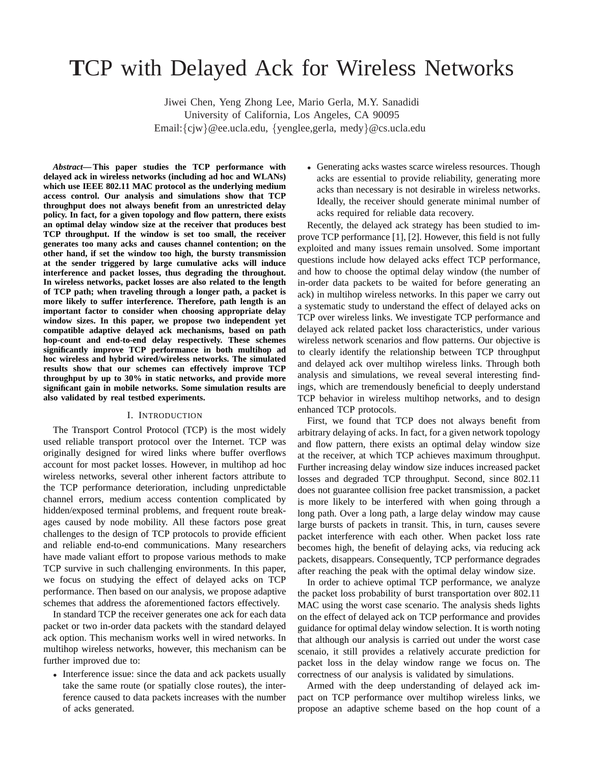# TCP with Delayed Ack for Wireless Networks

Jiwei Chen, Yeng Zhong Lee, Mario Gerla, M.Y. Sanadidi
University of California, Los Angeles, CA 90095
Email:{cjw}@ee.ucla.edu, {yenglee,gerla, medy}@cs.ucla.edu

***Abstract*— This paper studies the TCP performance with delayed ack in wireless networks (including ad hoc and WLANs) which use IEEE 802.11 MAC protocol as the underlying medium access control. Our analysis and simulations show that TCP throughput does not always benefit from an unrestricted delay policy. In fact, for a given topology and flow pattern, there exists an optimal delay window size at the receiver that produces best TCP throughput. If the window is set too small, the receiver generates too many acks and causes channel contention; on the other hand, if set the window too high, the bursty transmission at the sender triggered by large cumulative acks will induce interference and packet losses, thus degrading the throughout. In wireless networks, packet losses are also related to the length of TCP path; when traveling through a longer path, a packet is more likely to suffer interference. Therefore, path length is an important factor to consider when choosing appropriate delay window sizes. In this paper, we propose two independent yet compatible adaptive delayed ack mechanisms, based on path hop-count and end-to-end delay respectively. These schemes significantly improve TCP performance in both multihop ad hoc wireless and hybrid wired/wireless networks. The simulated results show that our schemes can effectively improve TCP throughput by up to 30% in static networks, and provide more significant gain in mobile networks. Some simulation results are also validated by real testbed experiments.**

## I. Introduction

The Transport Control Protocol (TCP) is the most widely used reliable transport protocol over the Internet. TCP was originally designed for wired links where buffer overflows account for most packet losses. However, in multihop ad hoc wireless networks, several other inherent factors attribute to the TCP performance deterioration, including unpredictable channel errors, medium access contention complicated by hidden/exposed terminal problems, and frequent route breakages caused by node mobility. All these factors pose great challenges to the design of TCP protocols to provide efficient and reliable end-to-end communications. Many researchers have made valiant effort to propose various methods to make TCP survive in such challenging environments. In this paper, we focus on studying the effect of delayed acks on TCP performance. Then based on our analysis, we propose adaptive schemes that address the aforementioned factors effectively.

In standard TCP the receiver generates one ack for each data packet or two in-order data packets with the standard delayed ack option. This mechanism works well in wired networks. In multihop wireless networks, however, this mechanism can be further improved due to:

- Interference issue: since the data and ack packets usually take the same route (or spatially close routes), the interference caused to data packets increases with the number of acks generated.
- Generating acks wastes scarce wireless resources. Though acks are essential to provide reliability, generating more acks than necessary is not desirable in wireless networks. Ideally, the receiver should generate minimal number of acks required for reliable data recovery.

Recently, the delayed ack strategy has been studied to improve TCP performance [1], [2]. However, this field is not fully exploited and many issues remain unsolved. Some important questions include how delayed acks effect TCP performance, and how to choose the optimal delay window (the number of in-order data packets to be waited for before generating an ack) in multihop wireless networks. In this paper we carry out a systematic study to understand the effect of delayed acks on TCP over wireless links. We investigate TCP performance and delayed ack related packet loss characteristics, under various wireless network scenarios and flow patterns. Our objective is to clearly identify the relationship between TCP throughput and delayed ack over multihop wireless links. Through both analysis and simulations, we reveal several interesting findings, which are tremendously beneficial to deeply understand TCP behavior in wireless multihop networks, and to design enhanced TCP protocols.

First, we found that TCP does not always benefit from arbitrary delaying of acks. In fact, for a given network topology and flow pattern, there exists an optimal delay window size at the receiver, at which TCP achieves maximum throughput. Further increasing delay window size induces increased packet losses and degraded TCP throughput. Second, since 802.11 does not guarantee collision free packet transmission, a packet is more likely to be interfered with when going through a long path. Over a long path, a large delay window may cause large bursts of packets in transit. This, in turn, causes severe packet interference with each other. When packet loss rate becomes high, the benefit of delaying acks, via reducing ack packets, disappears. Consequently, TCP performance degrades after reaching the peak with the optimal delay window size.

In order to achieve optimal TCP performance, we analyze the packet loss probability of burst transportation over 802.11 MAC using the worst case scenario. The analysis sheds lights on the effect of delayed ack on TCP performance and provides guidance for optimal delay window selection. It is worth noting that although our analysis is carried out under the worst case scenaio, it still provides a relatively accurate prediction for packet loss in the delay window range we focus on. The correctness of our analysis is validated by simulations.

Armed with the deep understanding of delayed ack impact on TCP performance over multihop wireless links, we propose an adaptive scheme based on the hop count of a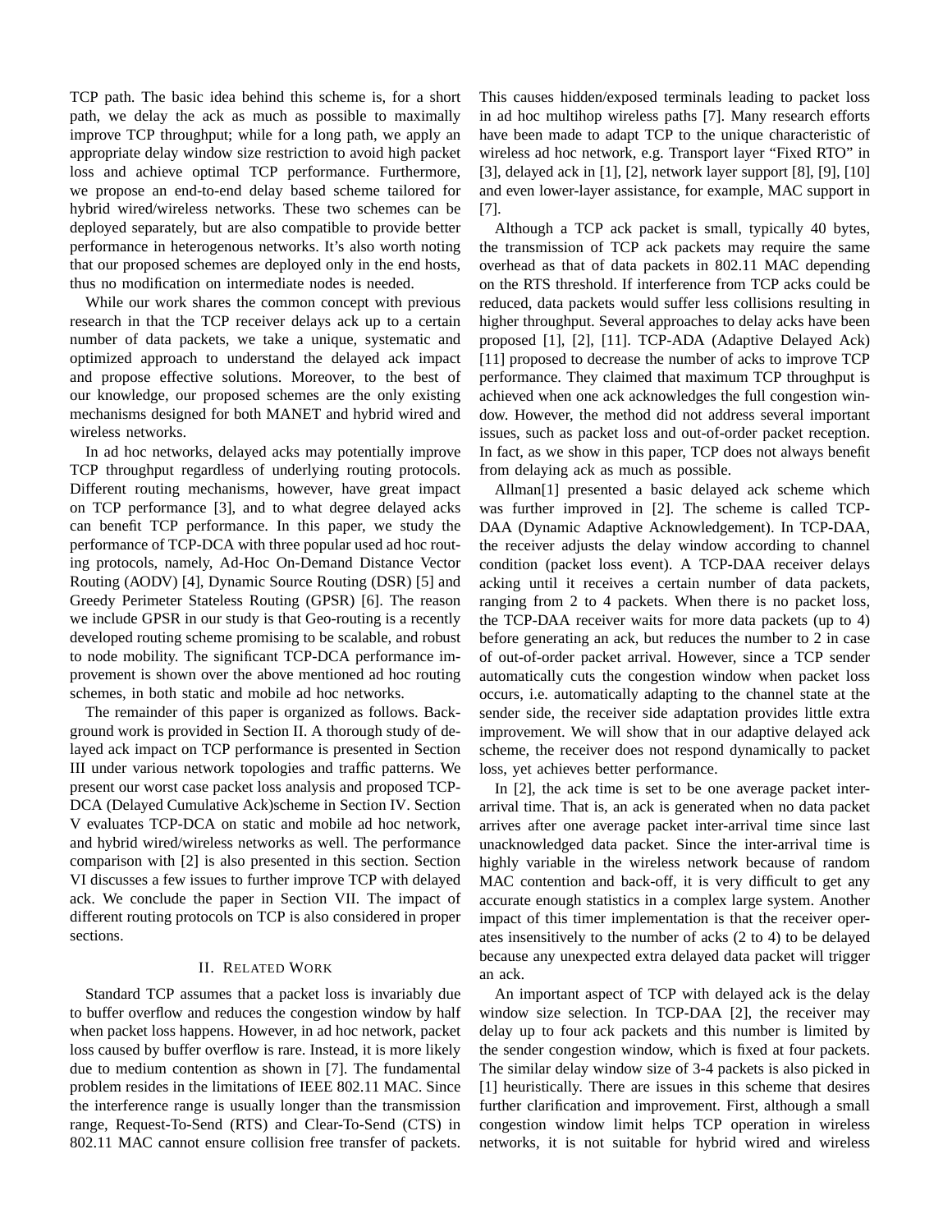TCP path. The basic idea behind this scheme is, for a short path, we delay the ack as much as possible to maximally improve TCP throughput; while for a long path, we apply an appropriate delay window size restriction to avoid high packet loss and achieve optimal TCP performance. Furthermore, we propose an end-to-end delay based scheme tailored for hybrid wired/wireless networks. These two schemes can be deployed separately, but are also compatible to provide better performance in heterogenous networks. It's also worth noting that our proposed schemes are deployed only in the end hosts, thus no modification on intermediate nodes is needed.

While our work shares the common concept with previous research in that the TCP receiver delays ack up to a certain number of data packets, we take a unique, systematic and optimized approach to understand the delayed ack impact and propose effective solutions. Moreover, to the best of our knowledge, our proposed schemes are the only existing mechanisms designed for both MANET and hybrid wired and wireless networks.

In ad hoc networks, delayed acks may potentially improve TCP throughput regardless of underlying routing protocols. Different routing mechanisms, however, have great impact on TCP performance [3], and to what degree delayed acks can benefit TCP performance. In this paper, we study the performance of TCP-DCA with three popular used ad hoc routing protocols, namely, Ad-Hoc On-Demand Distance Vector Routing (AODV) [4], Dynamic Source Routing (DSR) [5] and Greedy Perimeter Stateless Routing (GPSR) [6]. The reason we include GPSR in our study is that Geo-routing is a recently developed routing scheme promising to be scalable, and robust to node mobility. The significant TCP-DCA performance improvement is shown over the above mentioned ad hoc routing schemes, in both static and mobile ad hoc networks.

The remainder of this paper is organized as follows. Background work is provided in Section II. A thorough study of delayed ack impact on TCP performance is presented in Section III under various network topologies and traffic patterns. We present our worst case packet loss analysis and proposed TCP-DCA (Delayed Cumulative Ack)scheme in Section IV. Section V evaluates TCP-DCA on static and mobile ad hoc network, and hybrid wired/wireless networks as well. The performance comparison with [2] is also presented in this section. Section VI discusses a few issues to further improve TCP with delayed ack. We conclude the paper in Section VII. The impact of different routing protocols on TCP is also considered in proper sections.

## II. Related Work

Standard TCP assumes that a packet loss is invariably due to buffer overflow and reduces the congestion window by half when packet loss happens. However, in ad hoc network, packet loss caused by buffer overflow is rare. Instead, it is more likely due to medium contention as shown in [7]. The fundamental problem resides in the limitations of IEEE 802.11 MAC. Since the interference range is usually longer than the transmission range, Request-To-Send (RTS) and Clear-To-Send (CTS) in 802.11 MAC cannot ensure collision free transfer of packets. This causes hidden/exposed terminals leading to packet loss in ad hoc multihop wireless paths [7]. Many research efforts have been made to adapt TCP to the unique characteristic of wireless ad hoc network, e.g. Transport layer "Fixed RTO" in [3], delayed ack in [1], [2], network layer support [8], [9], [10] and even lower-layer assistance, for example, MAC support in [7].

Although a TCP ack packet is small, typically 40 bytes, the transmission of TCP ack packets may require the same overhead as that of data packets in 802.11 MAC depending on the RTS threshold. If interference from TCP acks could be reduced, data packets would suffer less collisions resulting in higher throughput. Several approaches to delay acks have been proposed [1], [2], [11]. TCP-ADA (Adaptive Delayed Ack) [11] proposed to decrease the number of acks to improve TCP performance. They claimed that maximum TCP throughput is achieved when one ack acknowledges the full congestion window. However, the method did not address several important issues, such as packet loss and out-of-order packet reception. In fact, as we show in this paper, TCP does not always benefit from delaying ack as much as possible.

Allman[1] presented a basic delayed ack scheme which was further improved in [2]. The scheme is called TCP-DAA (Dynamic Adaptive Acknowledgement). In TCP-DAA, the receiver adjusts the delay window according to channel condition (packet loss event). A TCP-DAA receiver delays acking until it receives a certain number of data packets, ranging from 2 to 4 packets. When there is no packet loss, the TCP-DAA receiver waits for more data packets (up to 4) before generating an ack, but reduces the number to 2 in case of out-of-order packet arrival. However, since a TCP sender automatically cuts the congestion window when packet loss occurs, i.e. automatically adapting to the channel state at the sender side, the receiver side adaptation provides little extra improvement. We will show that in our adaptive delayed ack scheme, the receiver does not respond dynamically to packet loss, yet achieves better performance.

In [2], the ack time is set to be one average packet inter-arrival time. That is, an ack is generated when no data packet arrives after one average packet inter-arrival time since last unacknowledged data packet. Since the inter-arrival time is highly variable in the wireless network because of random MAC contention and back-off, it is very difficult to get any accurate enough statistics in a complex large system. Another impact of this timer implementation is that the receiver operates insensitively to the number of acks (2 to 4) to be delayed because any unexpected extra delayed data packet will trigger an ack.

An important aspect of TCP with delayed ack is the delay window size selection. In TCP-DAA [2], the receiver may delay up to four ack packets and this number is limited by the sender congestion window, which is fixed at four packets. The similar delay window size of 3-4 packets is also picked in [1] heuristically. There are issues in this scheme that desires further clarification and improvement. First, although a small congestion window limit helps TCP operation in wireless networks, it is not suitable for hybrid wired and wireless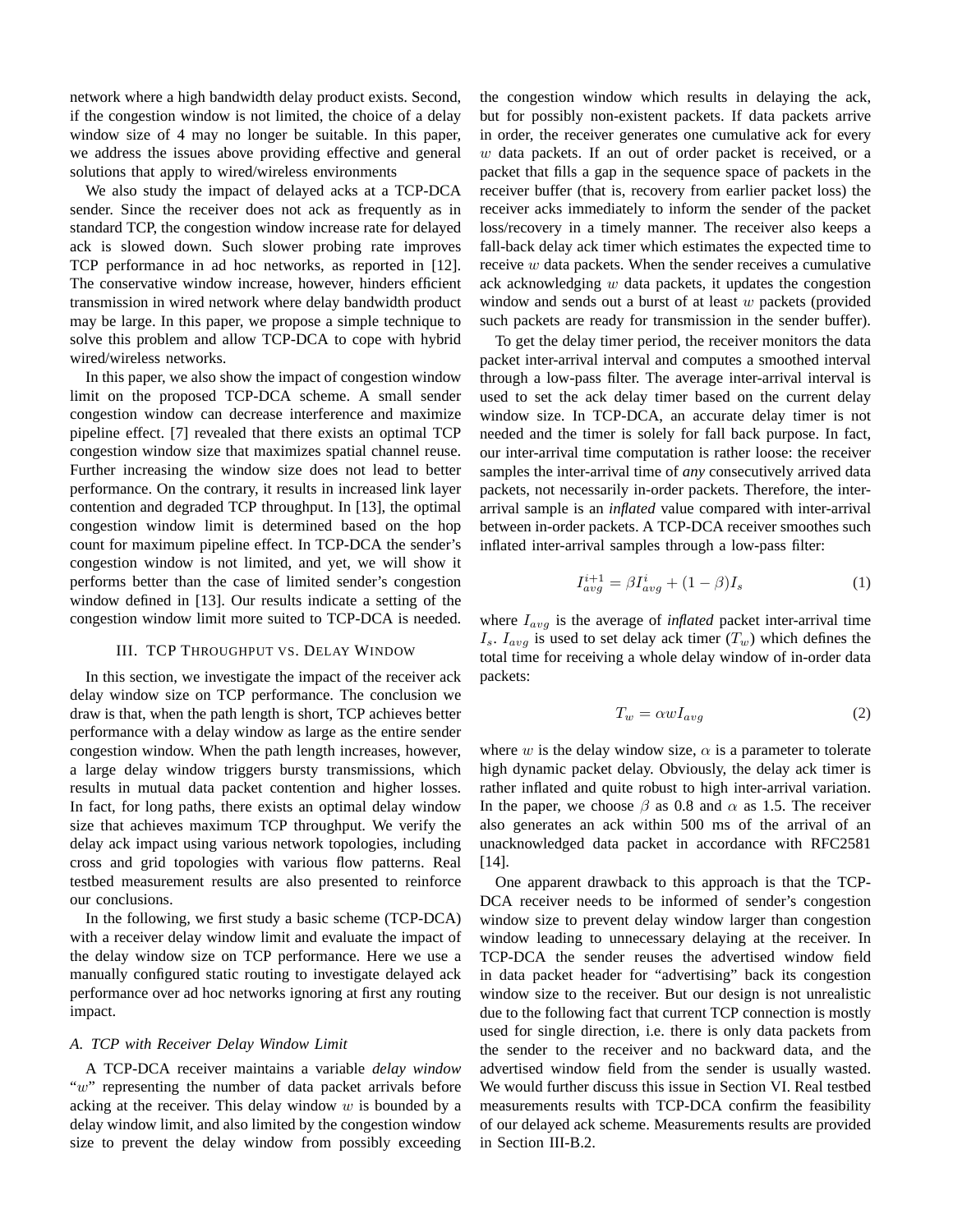network where a high bandwidth delay product exists. Second, if the congestion window is not limited, the choice of a delay window size of 4 may no longer be suitable. In this paper, we address the issues above providing effective and general solutions that apply to wired/wireless environments

We also study the impact of delayed acks at a TCP-DCA sender. Since the receiver does not ack as frequently as in standard TCP, the congestion window increase rate for delayed ack is slowed down. Such slower probing rate improves TCP performance in ad hoc networks, as reported in [12]. The conservative window increase, however, hinders efficient transmission in wired network where delay bandwidth product may be large. In this paper, we propose a simple technique to solve this problem and allow TCP-DCA to cope with hybrid wired/wireless networks.

In this paper, we also show the impact of congestion window limit on the proposed TCP-DCA scheme. A small sender congestion window can decrease interference and maximize pipeline effect. [7] revealed that there exists an optimal TCP congestion window size that maximizes spatial channel reuse. Further increasing the window size does not lead to better performance. On the contrary, it results in increased link layer contention and degraded TCP throughput. In [13], the optimal congestion window limit is determined based on the hop count for maximum pipeline effect. In TCP-DCA the sender's congestion window is not limited, and yet, we will show it performs better than the case of limited sender's congestion window defined in [13]. Our results indicate a setting of the congestion window limit more suited to TCP-DCA is needed.

## III. TCP Throughput vs. Delay Window

In this section, we investigate the impact of the receiver ack delay window size on TCP performance. The conclusion we draw is that, when the path length is short, TCP achieves better performance with a delay window as large as the entire sender congestion window. When the path length increases, however, a large delay window triggers bursty transmissions, which results in mutual data packet contention and higher losses. In fact, for long paths, there exists an optimal delay window size that achieves maximum TCP throughput. We verify the delay ack impact using various network topologies, including cross and grid topologies with various flow patterns. Real testbed measurement results are also presented to reinforce our conclusions.

In the following, we first study a basic scheme (TCP-DCA) with a receiver delay window limit and evaluate the impact of the delay window size on TCP performance. Here we use a manually configured static routing to investigate delayed ack performance over ad hoc networks ignoring at first any routing impact.

### *A. TCP with Receiver Delay Window Limit*

A TCP-DCA receiver maintains a variable *delay window* "$w$" representing the number of data packet arrivals before acking at the receiver. This delay window $w$ is bounded by a delay window limit, and also limited by the congestion window size to prevent the delay window from possibly exceeding the congestion window which results in delaying the ack, but for possibly non-existent packets. If data packets arrive in order, the receiver generates one cumulative ack for every $w$ data packets. If an out of order packet is received, or a packet that fills a gap in the sequence space of packets in the receiver buffer (that is, recovery from earlier packet loss) the receiver acks immediately to inform the sender of the packet loss/recovery in a timely manner. The receiver also keeps a fall-back delay ack timer which estimates the expected time to receive $w$ data packets. When the sender receives a cumulative ack acknowledging $w$ data packets, it updates the congestion window and sends out a burst of at least $w$ packets (provided such packets are ready for transmission in the sender buffer).

To get the delay timer period, the receiver monitors the data packet inter-arrival interval and computes a smoothed interval through a low-pass filter. The average inter-arrival interval is used to set the ack delay timer based on the current delay window size. In TCP-DCA, an accurate delay timer is not needed and the timer is solely for fall back purpose. In fact, our inter-arrival time computation is rather loose: the receiver samples the inter-arrival time of *any* consecutively arrived data packets, not necessarily in-order packets. Therefore, the inter-arrival sample is an *inflated* value compared with inter-arrival between in-order packets. A TCP-DCA receiver smoothes such inflated inter-arrival samples through a low-pass filter:

$$I_{avg}^{i+1} = \beta I_{avg}^{i} + (1 - \beta) I_s \tag{1}$$

where $I_{avg}$ is the average of *inflated* packet inter-arrival time $I_s$. $I_{avg}$ is used to set delay ack timer ($T_w$) which defines the total time for receiving a whole delay window of in-order data packets:

$$T_w = \alpha w I_{avg} \tag{2}$$

where $w$ is the delay window size, $\alpha$ is a parameter to tolerate high dynamic packet delay. Obviously, the delay ack timer is rather inflated and quite robust to high inter-arrival variation. In the paper, we choose $\beta$ as 0.8 and $\alpha$ as 1.5. The receiver also generates an ack within 500 ms of the arrival of an unacknowledged data packet in accordance with RFC2581 [14].

One apparent drawback to this approach is that the TCP-DCA receiver needs to be informed of sender's congestion window size to prevent delay window larger than congestion window leading to unnecessary delaying at the receiver. In TCP-DCA the sender reuses the advertised window field in data packet header for "advertising" back its congestion window size to the receiver. But our design is not unrealistic due to the following fact that current TCP connection is mostly used for single direction, i.e. there is only data packets from the sender to the receiver and no backward data, and the advertised window field from the sender is usually wasted. We would further discuss this issue in Section VI. Real testbed measurements results with TCP-DCA confirm the feasibility of our delayed ack scheme. Measurements results are provided in Section III-B.2.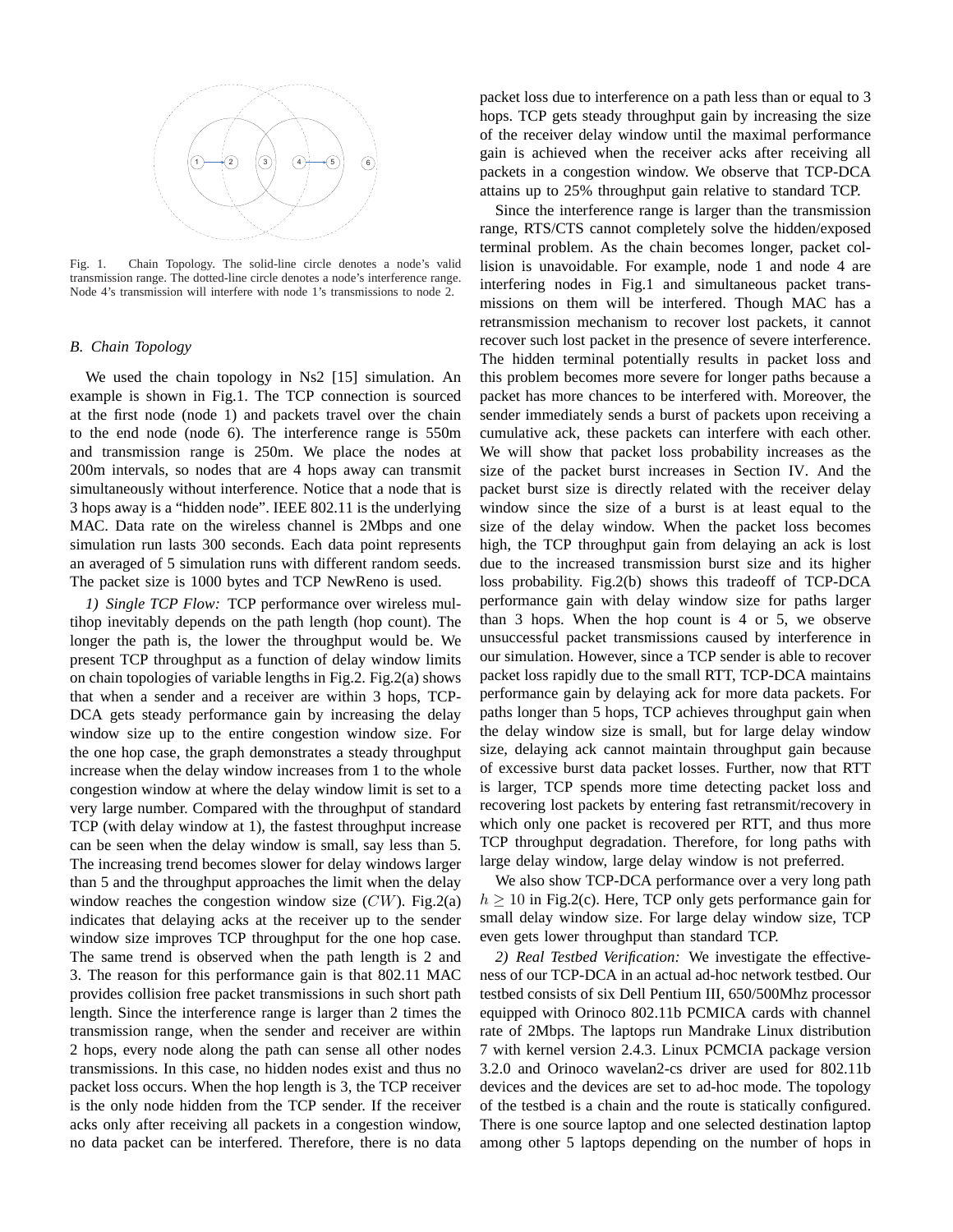Fig. 1. Chain Topology. The solid-line circle denotes a node's valid transmission range. The dotted-line circle denotes a node's interference range. Node 4's transmission will interfere with node 1's transmissions to node 2.

### B. Chain Topology

We used the chain topology in Ns2 [15] simulation. An example is shown in Fig.1. The TCP connection is sourced at the first node (node 1) and packets travel over the chain to the end node (node 6). The interference range is 550m and transmission range is 250m. We place the nodes at 200m intervals, so nodes that are 4 hops away can transmit simultaneously without interference. Notice that a node that is 3 hops away is a "hidden node". IEEE 802.11 is the underlying MAC. Data rate on the wireless channel is 2Mbps and one simulation run lasts 300 seconds. Each data point represents an averaged of 5 simulation runs with different random seeds. The packet size is 1000 bytes and TCP NewReno is used.

*1) Single TCP Flow:* TCP performance over wireless multihop inevitably depends on the path length (hop count). The longer the path is, the lower the throughput would be. We present TCP throughput as a function of delay window limits on chain topologies of variable lengths in Fig.2. Fig.2(a) shows that when a sender and a receiver are within 3 hops, TCP-DCA gets steady performance gain by increasing the delay window size up to the entire congestion window size. For the one hop case, the graph demonstrates a steady throughput increase when the delay window increases from 1 to the whole congestion window at where the delay window limit is set to a very large number. Compared with the throughput of standard TCP (with delay window at 1), the fastest throughput increase can be seen when the delay window is small, say less than 5. The increasing trend becomes slower for delay windows larger than 5 and the throughput approaches the limit when the delay window reaches the congestion window size ($CW$). Fig.2(a) indicates that delaying acks at the receiver up to the sender window size improves TCP throughput for the one hop case. The same trend is observed when the path length is 2 and 3. The reason for this performance gain is that 802.11 MAC provides collision free packet transmissions in such short path length. Since the interference range is larger than 2 times the transmission range, when the sender and receiver are within 2 hops, every node along the path can sense all other nodes transmissions. In this case, no hidden nodes exist and thus no packet loss occurs. When the hop length is 3, the TCP receiver is the only node hidden from the TCP sender. If the receiver acks only after receiving all packets in a congestion window, no data packet can be interfered. Therefore, there is no data packet loss due to interference on a path less than or equal to 3 hops. TCP gets steady throughput gain by increasing the size of the receiver delay window until the maximal performance gain is achieved when the receiver acks after receiving all packets in a congestion window. We observe that TCP-DCA attains up to 25% throughput gain relative to standard TCP.

Since the interference range is larger than the transmission range, RTS/CTS cannot completely solve the hidden/exposed terminal problem. As the chain becomes longer, packet collision is unavoidable. For example, node 1 and node 4 are interfering nodes in Fig.1 and simultaneous packet transmissions on them will be interfered. Though MAC has a retransmission mechanism to recover lost packets, it cannot recover such lost packet in the presence of severe interference. The hidden terminal potentially results in packet loss and this problem becomes more severe for longer paths because a packet has more chances to be interfered with. Moreover, the sender immediately sends a burst of packets upon receiving a cumulative ack, these packets can interfere with each other. We will show that packet loss probability increases as the size of the packet burst increases in Section IV. And the packet burst size is directly related with the receiver delay window since the size of a burst is at least equal to the size of the delay window. When the packet loss becomes high, the TCP throughput gain from delaying an ack is lost due to the increased transmission burst size and its higher loss probability. Fig.2(b) shows this tradeoff of TCP-DCA performance gain with delay window size for paths larger than 3 hops. When the hop count is 4 or 5, we observe unsuccessful packet transmissions caused by interference in our simulation. However, since a TCP sender is able to recover packet loss rapidly due to the small RTT, TCP-DCA maintains performance gain by delaying ack for more data packets. For paths longer than 5 hops, TCP achieves throughput gain when the delay window size is small, but for large delay window size, delaying ack cannot maintain throughput gain because of excessive burst data packet losses. Further, now that RTT is larger, TCP spends more time detecting packet loss and recovering lost packets by entering fast retransmit/recovery in which only one packet is recovered per RTT, and thus more TCP throughput degradation. Therefore, for long paths with large delay window, large delay window is not preferred.

We also show TCP-DCA performance over a very long path $h \geq 10$ in Fig.2(c). Here, TCP only gets performance gain for small delay window size. For large delay window size, TCP even gets lower throughput than standard TCP.

*2) Real Testbed Verification:* We investigate the effectiveness of our TCP-DCA in an actual ad-hoc network testbed. Our testbed consists of six Dell Pentium III, 650/500Mhz processor equipped with Orinoco 802.11b PCMICA cards with channel rate of 2Mbps. The laptops run Mandrake Linux distribution 7 with kernel version 2.4.3. Linux PCMCIA package version 3.2.0 and Orinoco wavelan2-cs driver are used for 802.11b devices and the devices are set to ad-hoc mode. The topology of the testbed is a chain and the route is statically configured. There is one source laptop and one selected destination laptop among other 5 laptops depending on the number of hops in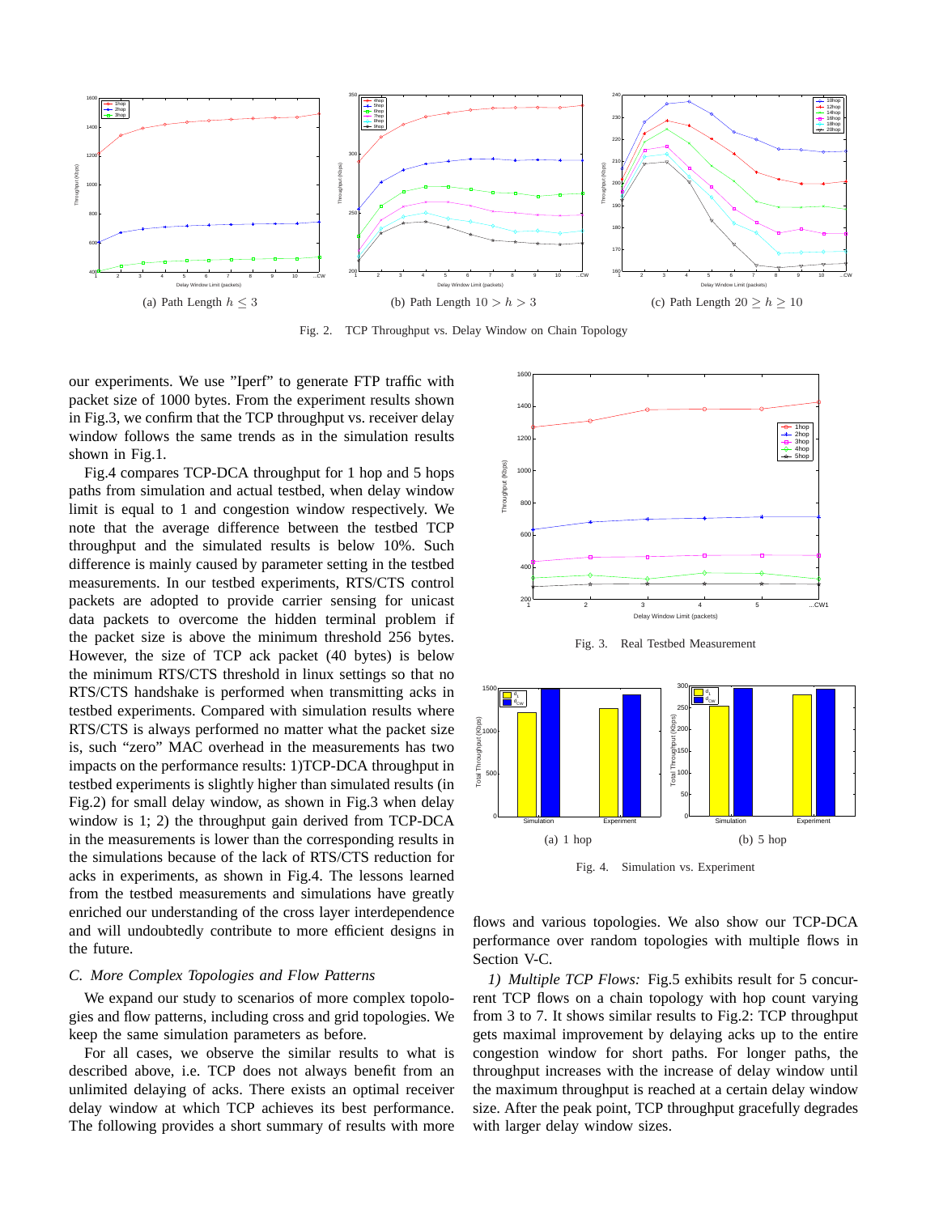(a) Path Length $h \leq 3$

(b) Path Length $10 > h > 3$

(c) Path Length $20 \geq h \geq 10$

Fig. 2. TCP Throughput vs. Delay Window on Chain Topology

our experiments. We use "Iperf" to generate FTP traffic with packet size of 1000 bytes. From the experiment results shown in Fig.3, we confirm that the TCP throughput vs. receiver delay window follows the same trends as in the simulation results shown in Fig.1.

Fig.4 compares TCP-DCA throughput for 1 hop and 5 hops paths from simulation and actual testbed, when delay window limit is equal to 1 and congestion window respectively. We note that the average difference between the testbed TCP throughput and the simulated results is below 10%. Such difference is mainly caused by parameter setting in the testbed measurements. In our testbed experiments, RTS/CTS control packets are adopted to provide carrier sensing for unicast data packets to overcome the hidden terminal problem if the packet size is above the minimum threshold 256 bytes. However, the size of TCP ack packet (40 bytes) is below the minimum RTS/CTS threshold in linux settings so that no RTS/CTS handshake is performed when transmitting acks in testbed experiments. Compared with simulation results where RTS/CTS is always performed no matter what the packet size is, such "zero" MAC overhead in the measurements has two impacts on the performance results: 1)TCP-DCA throughput in testbed experiments is slightly higher than simulated results (in Fig.2) for small delay window, as shown in Fig.3 when delay window is 1; 2) the throughput gain derived from TCP-DCA in the measurements is lower than the corresponding results in the simulations because of the lack of RTS/CTS reduction for acks in experiments, as shown in Fig.4. The lessons learned from the testbed measurements and simulations have greatly enriched our understanding of the cross layer interdependence and will undoubtedly contribute to more efficient designs in the future.

### C. More Complex Topologies and Flow Patterns

We expand our study to scenarios of more complex topologies and flow patterns, including cross and grid topologies. We keep the same simulation parameters as before.

For all cases, we observe the similar results to what is described above, i.e. TCP does not always benefit from an unlimited delaying of acks. There exists an optimal receiver delay window at which TCP achieves its best performance. The following provides a short summary of results with more

Fig. 3. Real Testbed Measurement

(a) 1 hop

(b) 5 hop

Fig. 4. Simulation vs. Experiment

flows and various topologies. We also show our TCP-DCA performance over random topologies with multiple flows in Section V-C.

*1) Multiple TCP Flows:* Fig.5 exhibits result for 5 concurrent TCP flows on a chain topology with hop count varying from 3 to 7. It shows similar results to Fig.2: TCP throughput gets maximal improvement by delaying acks up to the entire congestion window for short paths. For longer paths, the throughput increases with the increase of delay window until the maximum throughput is reached at a certain delay window size. After the peak point, TCP throughput gracefully degrades with larger delay window sizes.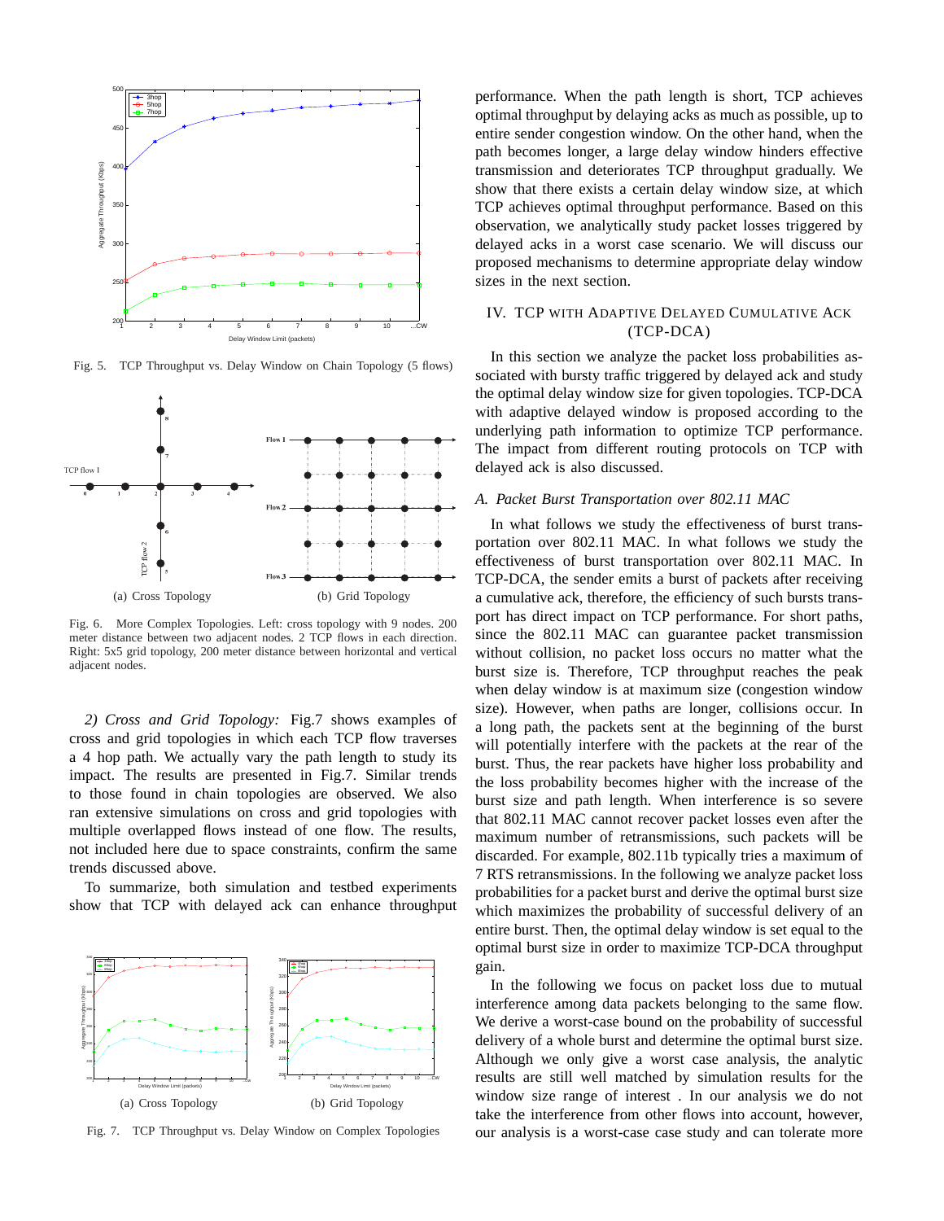Fig. 5. TCP Throughput vs. Delay Window on Chain Topology (5 flows)

(a) Cross Topology

(b) Grid Topology

Fig. 6. More Complex Topologies. Left: cross topology with 9 nodes. 200 meter distance between two adjacent nodes. 2 TCP flows in each direction. Right: 5x5 grid topology, 200 meter distance between horizontal and vertical adjacent nodes.

*2) Cross and Grid Topology:* Fig.7 shows examples of cross and grid topologies in which each TCP flow traverses a 4 hop path. We actually vary the path length to study its impact. The results are presented in Fig.7. Similar trends to those found in chain topologies are observed. We also ran extensive simulations on cross and grid topologies with multiple overlapped flows instead of one flow. The results, not included here due to space constraints, confirm the same trends discussed above.

To summarize, both simulation and testbed experiments show that TCP with delayed ack can enhance throughput performance. When the path length is short, TCP achieves optimal throughput by delaying acks as much as possible, up to entire sender congestion window. On the other hand, when the path becomes longer, a large delay window hinders effective transmission and deteriorates TCP throughput gradually. We show that there exists a certain delay window size, at which TCP achieves optimal throughput performance. Based on this observation, we analytically study packet losses triggered by delayed acks in a worst case scenario. We will discuss our proposed mechanisms to determine appropriate delay window sizes in the next section.

(a) Cross Topology

(b) Grid Topology

Fig. 7. TCP Throughput vs. Delay Window on Complex Topologies

## IV. TCP WITH ADAPTIVE DELAYED CUMULATIVE ACK (TCP-DCA)

In this section we analyze the packet loss probabilities associated with bursty traffic triggered by delayed ack and study the optimal delay window size for given topologies. TCP-DCA with adaptive delayed window is proposed according to the underlying path information to optimize TCP performance. The impact from different routing protocols on TCP with delayed ack is also discussed.

### *A. Packet Burst Transportation over 802.11 MAC*

In what follows we study the effectiveness of burst transportation over 802.11 MAC. In what follows we study the effectiveness of burst transportation over 802.11 MAC. In TCP-DCA, the sender emits a burst of packets after receiving a cumulative ack, therefore, the efficiency of such bursts transport has direct impact on TCP performance. For short paths, since the 802.11 MAC can guarantee packet transmission without collision, no packet loss occurs no matter what the burst size is. Therefore, TCP throughput reaches the peak when delay window is at maximum size (congestion window size). However, when paths are longer, collisions occur. In a long path, the packets sent at the beginning of the burst will potentially interfere with the packets at the rear of the burst. Thus, the rear packets have higher loss probability and the loss probability becomes higher with the increase of the burst size and path length. When interference is so severe that 802.11 MAC cannot recover packet losses even after the maximum number of retransmissions, such packets will be discarded. For example, 802.11b typically tries a maximum of 7 RTS retransmissions. In the following we analyze packet loss probabilities for a packet burst and derive the optimal burst size which maximizes the probability of successful delivery of an entire burst. Then, the optimal delay window is set equal to the optimal burst size in order to maximize TCP-DCA throughput gain.

In the following we focus on packet loss due to mutual interference among data packets belonging to the same flow. We derive a worst-case bound on the probability of successful delivery of a whole burst and determine the optimal burst size. Although we only give a worst case analysis, the analytic results are still well matched by simulation results for the window size range of interest . In our analysis we do not take the interference from other flows into account, however, our analysis is a worst-case case study and can tolerate more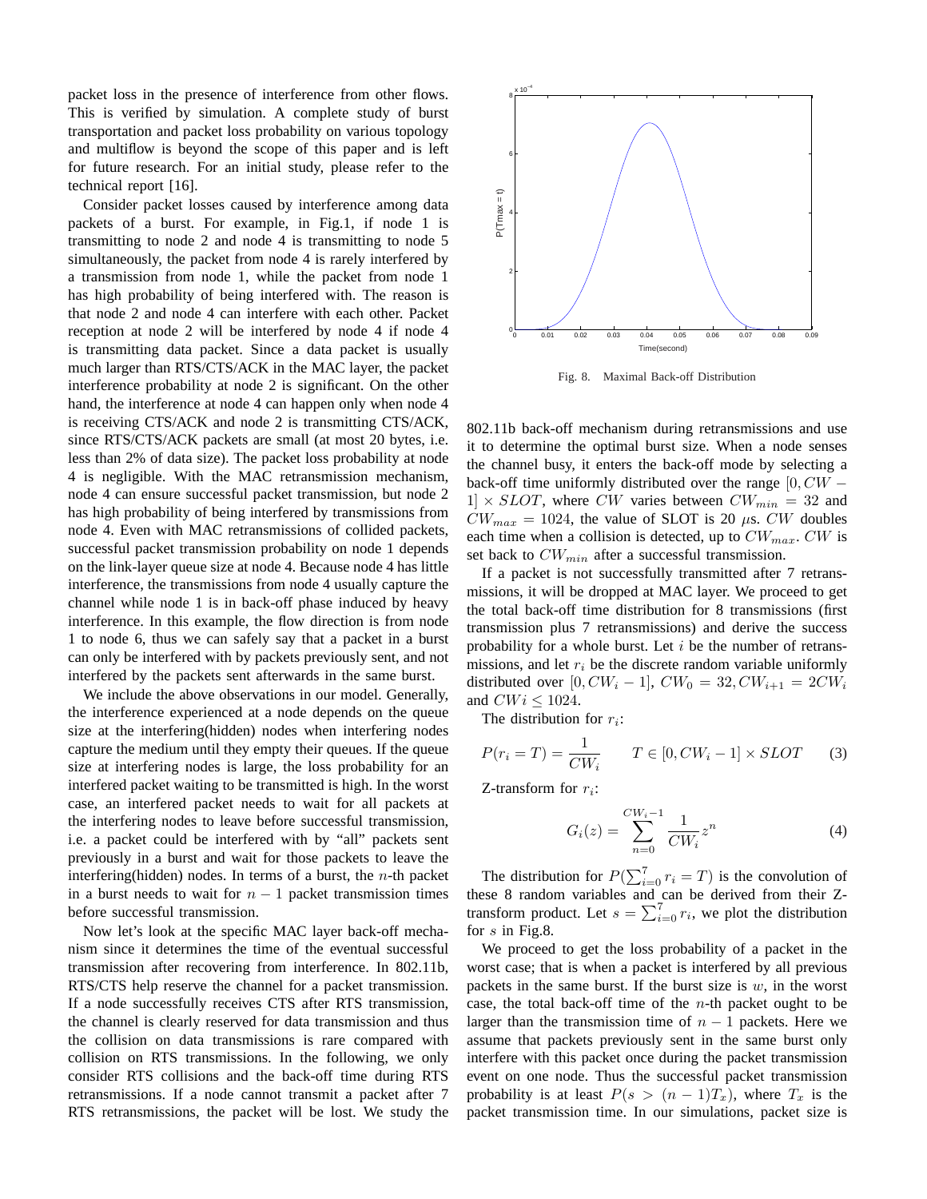packet loss in the presence of interference from other flows. This is verified by simulation. A complete study of burst transportation and packet loss probability on various topology and multiflow is beyond the scope of this paper and is left for future research. For an initial study, please refer to the technical report [16].

Consider packet losses caused by interference among data packets of a burst. For example, in Fig.1, if node 1 is transmitting to node 2 and node 4 is transmitting to node 5 simultaneously, the packet from node 4 is rarely interfered by a transmission from node 1, while the packet from node 1 has high probability of being interfered with. The reason is that node 2 and node 4 can interfere with each other. Packet reception at node 2 will be interfered by node 4 if node 4 is transmitting data packet. Since a data packet is usually much larger than RTS/CTS/ACK in the MAC layer, the packet interference probability at node 2 is significant. On the other hand, the interference at node 4 can happen only when node 4 is receiving CTS/ACK and node 2 is transmitting CTS/ACK, since RTS/CTS/ACK packets are small (at most 20 bytes, i.e. less than 2% of data size). The packet loss probability at node 4 is negligible. With the MAC retransmission mechanism, node 4 can ensure successful packet transmission, but node 2 has high probability of being interfered by transmissions from node 4. Even with MAC retransmissions of collided packets, successful packet transmission probability on node 1 depends on the link-layer queue size at node 4. Because node 4 has little interference, the transmissions from node 4 usually capture the channel while node 1 is in back-off phase induced by heavy interference. In this example, the flow direction is from node 1 to node 6, thus we can safely say that a packet in a burst can only be interfered with by packets previously sent, and not interfered by the packets sent afterwards in the same burst.

We include the above observations in our model. Generally, the interference experienced at a node depends on the queue size at the interfering(hidden) nodes when interfering nodes capture the medium until they empty their queues. If the queue size at interfering nodes is large, the loss probability for an interfered packet waiting to be transmitted is high. In the worst case, an interfered packet needs to wait for all packets at the interfering nodes to leave before successful transmission, i.e. a packet could be interfered with by "all" packets sent previously in a burst and wait for those packets to leave the interfering(hidden) nodes. In terms of a burst, the $n$-th packet in a burst needs to wait for $n-1$ packet transmission times before successful transmission.

Now let's look at the specific MAC layer back-off mechanism since it determines the time of the eventual successful transmission after recovering from interference. In 802.11b, RTS/CTS help reserve the channel for a packet transmission. If a node successfully receives CTS after RTS transmission, the channel is clearly reserved for data transmission and thus the collision on data transmissions is rare compared with collision on RTS transmissions. In the following, we only consider RTS collisions and the back-off time during RTS retransmissions. If a node cannot transmit a packet after 7 RTS retransmissions, the packet will be lost. We study the 802.11b back-off mechanism during retransmissions and use it to determine the optimal burst size. When a node senses the channel busy, it enters the back-off mode by selecting a back-off time uniformly distributed over the range $[0, CW-1] \times SLOT$, where $CW$ varies between $CW_{min} = 32$ and $CW_{max} = 1024$, the value of SLOT is 20 $\mu$s. $CW$ doubles each time when a collision is detected, up to $CW_{max}$. $CW$ is set back to $CW_{min}$ after a successful transmission.

Fig. 8. Maximal Back-off Distribution

If a packet is not successfully transmitted after 7 retransmissions, it will be dropped at MAC layer. We proceed to get the total back-off time distribution for 8 transmissions (first transmission plus 7 retransmissions) and derive the success probability for a whole burst. Let $i$ be the number of retransmissions, and let $r_i$ be the discrete random variable uniformly distributed over $[0, CW_i - 1]$, $CW_0 = 32, CW_{i+1} = 2CW_i$ and $CWi \leq 1024$.

The distribution for $r_i$:

$$P(r_i = T) = \frac{1}{CW_i} \qquad T \in [0, CW_i - 1] \times SLOT \tag{3}$$

Z-transform for $r_i$:

$$G_i(z) = \sum_{n=0}^{CW_i - 1} \frac{1}{CW_i} z^n \tag{4}$$

The distribution for $P(\sum_{i=0}^{7} r_i = T)$ is the convolution of these 8 random variables and can be derived from their Z-transform product. Let $s = \sum_{i=0}^{7} r_i$, we plot the distribution for $s$ in Fig.8.

We proceed to get the loss probability of a packet in the worst case; that is when a packet is interfered by all previous packets in the same burst. If the burst size is $w$, in the worst case, the total back-off time of the $n$-th packet ought to be larger than the transmission time of $n-1$ packets. Here we assume that packets previously sent in the same burst only interfere with this packet once during the packet transmission event on one node. Thus the successful packet transmission probability is at least $P(s > (n-1)T_x)$, where $T_x$ is the packet transmission time. In our simulations, packet size is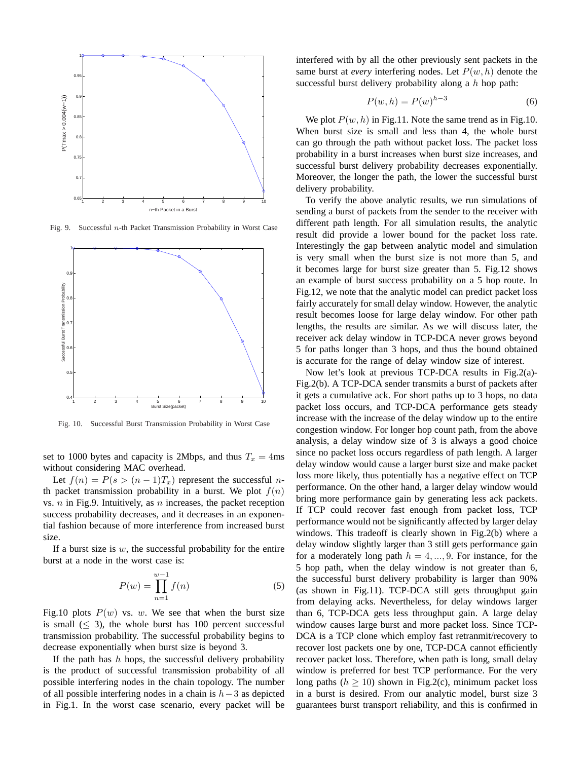Fig. 9. Successful $n$-th Packet Transmission Probability in Worst Case

Fig. 10. Successful Burst Transmission Probability in Worst Case

set to 1000 bytes and capacity is 2Mbps, and thus $T_x = 4$ms without considering MAC overhead.

Let $f(n) = P(s > (n-1)T_x)$ represent the successful $n$-th packet transmission probability in a burst. We plot $f(n)$ vs. $n$ in Fig.9. Intuitively, as $n$ increases, the packet reception success probability decreases, and it decreases in an exponential fashion because of more interference from increased burst size.

If a burst size is $w$, the successful probability for the entire burst at a node in the worst case is:

$$P(w) = \prod_{n=1}^{w-1} f(n) \tag{5}$$

Fig.10 plots $P(w)$ vs. $w$. We see that when the burst size is small ($\leq 3$), the whole burst has 100 percent successful transmission probability. The successful probability begins to decrease exponentially when burst size is beyond 3.

If the path has $h$ hops, the successful delivery probability is the product of successful transmission probability of all possible interfering nodes in the chain topology. The number of all possible interfering nodes in a chain is $h-3$ as depicted in Fig.1. In the worst case scenario, every packet will be interfered with by all the other previously sent packets in the same burst at *every* interfering nodes. Let $P(w, h)$ denote the successful burst delivery probability along a $h$ hop path:

$$P(w, h) = P(w)^{h-3} \tag{6}$$

We plot $P(w, h)$ in Fig.11. Note the same trend as in Fig.10. When burst size is small and less than 4, the whole burst can go through the path without packet loss. The packet loss probability in a burst increases when burst size increases, and successful burst delivery probability decreases exponentially. Moreover, the longer the path, the lower the successful burst delivery probability.

To verify the above analytic results, we run simulations of sending a burst of packets from the sender to the receiver with different path length. For all simulation results, the analytic result did provide a lower bound for the packet loss rate. Interestingly the gap between analytic model and simulation is very small when the burst size is not more than 5, and it becomes large for burst size greater than 5. Fig.12 shows an example of burst success probability on a 5 hop route. In Fig.12, we note that the analytic model can predict packet loss fairly accurately for small delay window. However, the analytic result becomes loose for large delay window. For other path lengths, the results are similar. As we will discuss later, the receiver ack delay window in TCP-DCA never grows beyond 5 for paths longer than 3 hops, and thus the bound obtained is accurate for the range of delay window size of interest.

Now let's look at previous TCP-DCA results in Fig.2(a)-Fig.2(b). A TCP-DCA sender transmits a burst of packets after it gets a cumulative ack. For short paths up to 3 hops, no data packet loss occurs, and TCP-DCA performance gets steady increase with the increase of the delay window up to the entire congestion window. For longer hop count path, from the above analysis, a delay window size of 3 is always a good choice since no packet loss occurs regardless of path length. A larger delay window would cause a larger burst size and make packet loss more likely, thus potentially has a negative effect on TCP performance. On the other hand, a larger delay window would bring more performance gain by generating less ack packets. If TCP could recover fast enough from packet loss, TCP performance would not be significantly affected by larger delay windows. This tradeoff is clearly shown in Fig.2(b) where a delay window slightly larger than 3 still gets performance gain for a moderately long path $h = 4, ..., 9$. For instance, for the 5 hop path, when the delay window is not greater than 6, the successful burst delivery probability is larger than 90% (as shown in Fig.11). TCP-DCA still gets throughput gain from delaying acks. Nevertheless, for delay windows larger than 6, TCP-DCA gets less throughput gain. A large delay window causes large burst and more packet loss. Since TCP-DCA is a TCP clone which employ fast retranmit/recovery to recover lost packets one by one, TCP-DCA cannot efficiently recover packet loss. Therefore, when path is long, small delay window is preferred for best TCP performance. For the very long paths ($h \geq 10$) shown in Fig.2(c), minimum packet loss in a burst is desired. From our analytic model, burst size 3 guarantees burst transport reliability, and this is confirmed in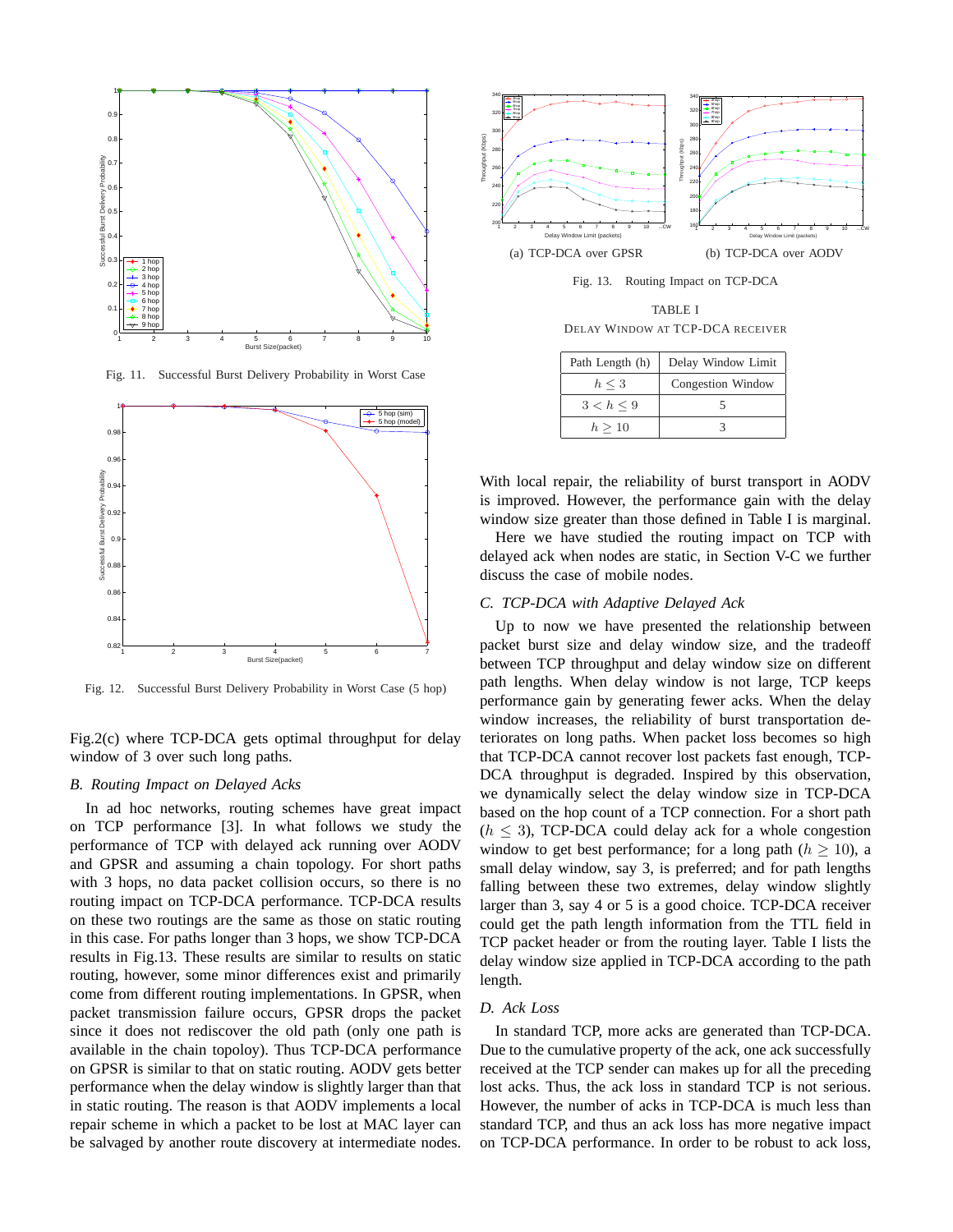Fig. 11. Successful Burst Delivery Probability in Worst Case

Fig. 12. Successful Burst Delivery Probability in Worst Case (5 hop)

Fig.2(c) where TCP-DCA gets optimal throughput for delay window of 3 over such long paths.

### B. Routing Impact on Delayed Acks

In ad hoc networks, routing schemes have great impact on TCP performance [3]. In what follows we study the performance of TCP with delayed ack running over AODV and GPSR and assuming a chain topology. For short paths with 3 hops, no data packet collision occurs, so there is no routing impact on TCP-DCA performance. TCP-DCA results on these two routings are the same as those on static routing in this case. For paths longer than 3 hops, we show TCP-DCA results in Fig.13. These results are similar to results on static routing, however, some minor differences exist and primarily come from different routing implementations. In GPSR, when packet transmission failure occurs, GPSR drops the packet since it does not rediscover the old path (only one path is available in the chain topoloy). Thus TCP-DCA performance on GPSR is similar to that on static routing. AODV gets better performance when the delay window is slightly larger than that in static routing. The reason is that AODV implements a local repair scheme in which a packet to be lost at MAC layer can be salvaged by another route discovery at intermediate nodes.

(a) TCP-DCA over GPSR

(b) TCP-DCA over AODV

Fig. 13. Routing Impact on TCP-DCA

TABLE I
DELAY WINDOW AT TCP-DCA RECEIVER

| Path Length (h) | Delay Window Limit |
|---|---|
| $h \leq 3$ | Congestion Window |
| $3 < h \leq 9$ | 5 |
| $h \geq 10$ | 3 |

With local repair, the reliability of burst transport in AODV is improved. However, the performance gain with the delay window size greater than those defined in Table I is marginal.

Here we have studied the routing impact on TCP with delayed ack when nodes are static, in Section V-C we further discuss the case of mobile nodes.

### C. TCP-DCA with Adaptive Delayed Ack

Up to now we have presented the relationship between packet burst size and delay window size, and the tradeoff between TCP throughput and delay window size on different path lengths. When delay window is not large, TCP keeps performance gain by generating fewer acks. When the delay window increases, the reliability of burst transportation deteriorates on long paths. When packet loss becomes so high that TCP-DCA cannot recover lost packets fast enough, TCP-DCA throughput is degraded. Inspired by this observation, we dynamically select the delay window size in TCP-DCA based on the hop count of a TCP connection. For a short path ($h \leq 3$), TCP-DCA could delay ack for a whole congestion window to get best performance; for a long path ($h \geq 10$), a small delay window, say 3, is preferred; and for path lengths falling between these two extremes, delay window slightly larger than 3, say 4 or 5 is a good choice. TCP-DCA receiver could get the path length information from the TTL field in TCP packet header or from the routing layer. Table I lists the delay window size applied in TCP-DCA according to the path length.

### D. Ack Loss

In standard TCP, more acks are generated than TCP-DCA. Due to the cumulative property of the ack, one ack successfully received at the TCP sender can makes up for all the preceding lost acks. Thus, the ack loss in standard TCP is not serious. However, the number of acks in TCP-DCA is much less than standard TCP, and thus an ack loss has more negative impact on TCP-DCA performance. In order to be robust to ack loss,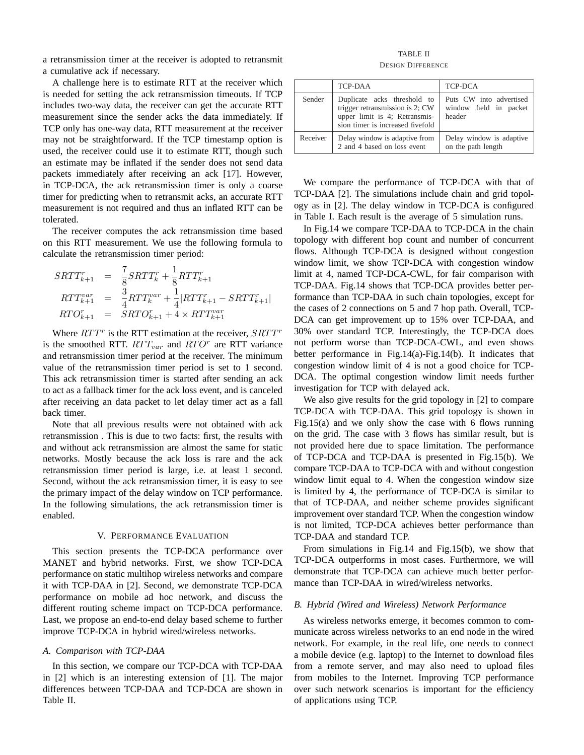a retransmission timer at the receiver is adopted to retransmit a cumulative ack if necessary.

A challenge here is to estimate RTT at the receiver which is needed for setting the ack retransmission timeouts. If TCP includes two-way data, the receiver can get the accurate RTT measurement since the sender acks the data immediately. If TCP only has one-way data, RTT measurement at the receiver may not be straightforward. If the TCP timestamp option is used, the receiver could use it to estimate RTT, though such an estimate may be inflated if the sender does not send data packets immediately after receiving an ack [17]. However, in TCP-DCA, the ack retransmission timer is only a coarse timer for predicting when to retransmit acks, an accurate RTT measurement is not required and thus an inflated RTT can be tolerated.

The receiver computes the ack retransmission time based on this RTT measurement. We use the following formula to calculate the retransmission timer period:

$$
\begin{aligned}
SRTT^r_{k+1} &= \frac{7}{8} SRTT^r_k + \frac{1}{8} RTT^r_{k+1} \\
RTT^{var}_{k+1} &= \frac{3}{4} RTT^{var}_k + \frac{1}{4} |RTT^r_{k+1} - SRTT^r_{k+1}| \\
RTO^r_{k+1} &= SRTO^r_{k+1} + 4 \times RTT^{var}_{k+1}
\end{aligned}
$$

Where $RTT^r$ is the RTT estimation at the receiver, $SRTT^r$ is the smoothed RTT. $RTT_{var}$ and $RTO^r$ are RTT variance and retransmission timer period at the receiver. The minimum value of the retransmission timer period is set to 1 second. This ack retransmission timer is started after sending an ack to act as a fallback timer for the ack loss event, and is canceled after receiving an data packet to let delay timer act as a fall back timer.

Note that all previous results were not obtained with ack retransmission . This is due to two facts: first, the results with and without ack retransmission are almost the same for static networks. Mostly because the ack loss is rare and the ack retransmission timer period is large, i.e. at least 1 second. Second, without the ack retransmission timer, it is easy to see the primary impact of the delay window on TCP performance. In the following simulations, the ack retransmission timer is enabled.

## V. Performance Evaluation

This section presents the TCP-DCA performance over MANET and hybrid networks. First, we show TCP-DCA performance on static multihop wireless networks and compare it with TCP-DAA in [2]. Second, we demonstrate TCP-DCA performance on mobile ad hoc network, and discuss the different routing scheme impact on TCP-DCA performance. Last, we propose an end-to-end delay based scheme to further improve TCP-DCA in hybrid wired/wireless networks.

### A. Comparison with TCP-DAA

In this section, we compare our TCP-DCA with TCP-DAA in [2] which is an interesting extension of [1]. The major differences between TCP-DAA and TCP-DCA are shown in Table II.

TABLE II
Design Difference

| | TCP-DAA | TCP-DCA |
|---|---|---|
| Sender | Duplicate acks threshold to trigger retransmission is 2; CW upper limit is 4; Retransmission timer is increased fivefold | Puts CW into advertised window field in packet header |
| Receiver | Delay window is adaptive from 2 and 4 based on loss event | Delay window is adaptive on the path length |

We compare the performance of TCP-DCA with that of TCP-DAA [2]. The simulations include chain and grid topology as in [2]. The delay window in TCP-DCA is configured in Table I. Each result is the average of 5 simulation runs.

In Fig.14 we compare TCP-DAA to TCP-DCA in the chain topology with different hop count and number of concurrent flows. Although TCP-DCA is designed without congestion window limit, we show TCP-DCA with congestion window limit at 4, named TCP-DCA-CWL, for fair comparison with TCP-DAA. Fig.14 shows that TCP-DCA provides better performance than TCP-DAA in such chain topologies, except for the cases of 2 connections on 5 and 7 hop path. Overall, TCP-DCA can get improvement up to 15% over TCP-DAA, and 30% over standard TCP. Interestingly, the TCP-DCA does not perform worse than TCP-DCA-CWL, and even shows better performance in Fig.14(a)-Fig.14(b). It indicates that congestion window limit of 4 is not a good choice for TCP-DCA. The optimal congestion window limit needs further investigation for TCP with delayed ack.

We also give results for the grid topology in [2] to compare TCP-DCA with TCP-DAA. This grid topology is shown in Fig.15(a) and we only show the case with 6 flows running on the grid. The case with 3 flows has similar result, but is not provided here due to space limitation. The performance of TCP-DCA and TCP-DAA is presented in Fig.15(b). We compare TCP-DAA to TCP-DCA with and without congestion window limit equal to 4. When the congestion window size is limited by 4, the performance of TCP-DCA is similar to that of TCP-DAA, and neither scheme provides significant improvement over standard TCP. When the congestion window is not limited, TCP-DCA achieves better performance than TCP-DAA and standard TCP.

From simulations in Fig.14 and Fig.15(b), we show that TCP-DCA outperforms in most cases. Furthermore, we will demonstrate that TCP-DCA can achieve much better performance than TCP-DAA in wired/wireless networks.

### B. Hybrid (Wired and Wireless) Network Performance

As wireless networks emerge, it becomes common to communicate across wireless networks to an end node in the wired network. For example, in the real life, one needs to connect a mobile device (e.g. laptop) to the Internet to download files from a remote server, and may also need to upload files from mobiles to the Internet. Improving TCP performance over such network scenarios is important for the efficiency of applications using TCP.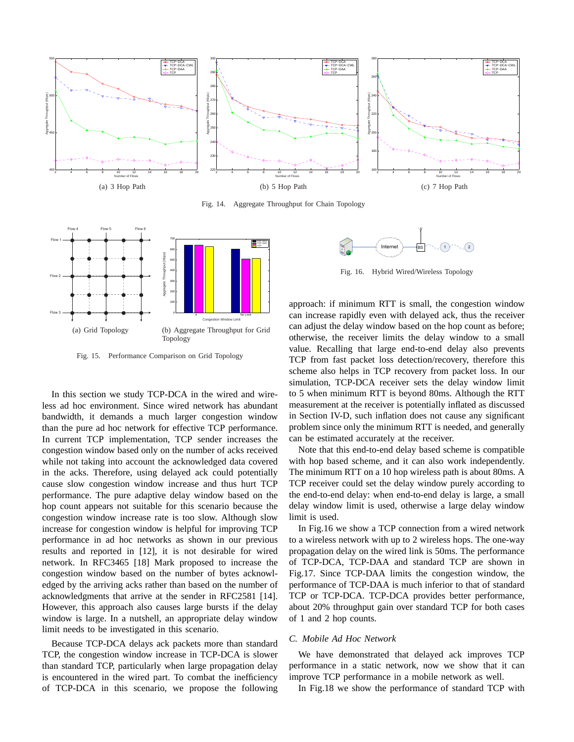(a) 3 Hop Path

(b) 5 Hop Path

(c) 7 Hop Path

Fig. 14. Aggregate Throughput for Chain Topology

(a) Grid Topology

(b) Aggregate Throughput for Grid Topology

Fig. 15. Performance Comparison on Grid Topology

Fig. 16. Hybrid Wired/Wireless Topology

In this section we study TCP-DCA in the wired and wireless ad hoc environment. Since wired network has abundant bandwidth, it demands a much larger congestion window than the pure ad hoc network for effective TCP performance. In current TCP implementation, TCP sender increases the congestion window based only on the number of acks received while not taking into account the acknowledged data covered in the acks. Therefore, using delayed ack could potentially cause slow congestion window increase and thus hurt TCP performance. The pure adaptive delay window based on the hop count appears not suitable for this scenario because the congestion window increase rate is too slow. Although slow increase for congestion window is helpful for improving TCP performance in ad hoc networks as shown in our previous results and reported in [12], it is not desirable for wired network. In RFC3465 [18] Mark proposed to increase the congestion window based on the number of bytes acknowledged by the arriving acks rather than based on the number of acknowledgments that arrive at the sender in RFC2581 [14]. However, this approach also causes large bursts if the delay window is large. In a nutshell, an appropriate delay window limit needs to be investigated in this scenario.

Because TCP-DCA delays ack packets more than standard TCP, the congestion window increase in TCP-DCA is slower than standard TCP, particularly when large propagation delay is encountered in the wired part. To combat the inefficiency of TCP-DCA in this scenario, we propose the following approach: if minimum RTT is small, the congestion window can increase rapidly even with delayed ack, thus the receiver can adjust the delay window based on the hop count as before; otherwise, the receiver limits the delay window to a small value. Recalling that large end-to-end delay also prevents TCP from fast packet loss detection/recovery, therefore this scheme also helps in TCP recovery from packet loss. In our simulation, TCP-DCA receiver sets the delay window limit to 5 when minimum RTT is beyond 80ms. Although the RTT measurement at the receiver is potentially inflated as discussed in Section IV-D, such inflation does not cause any significant problem since only the minimum RTT is needed, and generally can be estimated accurately at the receiver.

Note that this end-to-end delay based scheme is compatible with hop based scheme, and it can also work independently. The minimum RTT on a 10 hop wireless path is about 80ms. A TCP receiver could set the delay window purely according to the end-to-end delay: when end-to-end delay is large, a small delay window limit is used, otherwise a large delay window limit is used.

In Fig.16 we show a TCP connection from a wired network to a wireless network with up to 2 wireless hops. The one-way propagation delay on the wired link is 50ms. The performance of TCP-DCA, TCP-DAA and standard TCP are shown in Fig.17. Since TCP-DAA limits the congestion window, the performance of TCP-DAA is much inferior to that of standard TCP or TCP-DCA. TCP-DCA provides better performance, about 20% throughput gain over standard TCP for both cases of 1 and 2 hop counts.

### *C. Mobile Ad Hoc Network*

We have demonstrated that delayed ack improves TCP performance in a static network, now we show that it can improve TCP performance in a mobile network as well.

In Fig.18 we show the performance of standard TCP with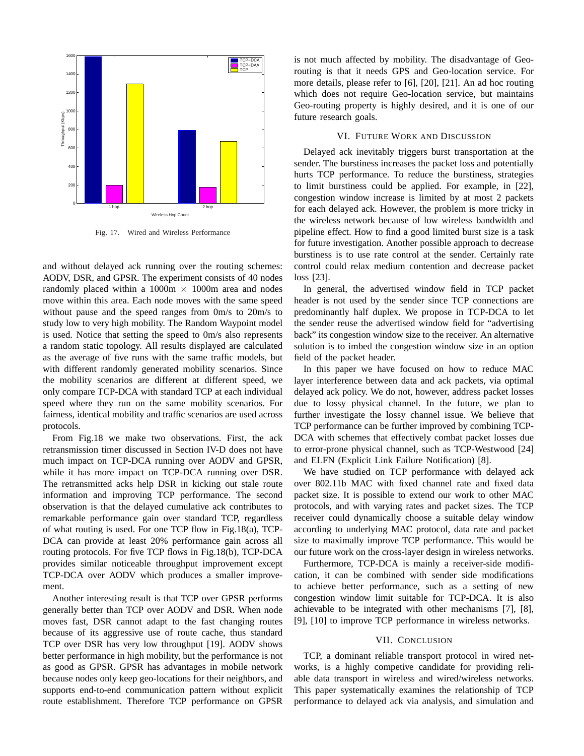Fig. 17. Wired and Wireless Performance

and without delayed ack running over the routing schemes: AODV, DSR, and GPSR. The experiment consists of 40 nodes randomly placed within a 1000m $\times$ 1000m area and nodes move within this area. Each node moves with the same speed without pause and the speed ranges from 0m/s to 20m/s to study low to very high mobility. The Random Waypoint model is used. Notice that setting the speed to 0m/s also represents a random static topology. All results displayed are calculated as the average of five runs with the same traffic models, but with different randomly generated mobility scenarios. Since the mobility scenarios are different at different speed, we only compare TCP-DCA with standard TCP at each individual speed where they run on the same mobility scenarios. For fairness, identical mobility and traffic scenarios are used across protocols.

From Fig.18 we make two observations. First, the ack retransmission timer discussed in Section IV-D does not have much impact on TCP-DCA running over AODV and GPSR, while it has more impact on TCP-DCA running over DSR. The retransmitted acks help DSR in kicking out stale route information and improving TCP performance. The second observation is that the delayed cumulative ack contributes to remarkable performance gain over standard TCP, regardless of what routing is used. For one TCP flow in Fig.18(a), TCP-DCA can provide at least 20% performance gain across all routing protocols. For five TCP flows in Fig.18(b), TCP-DCA provides similar noticeable throughput improvement except TCP-DCA over AODV which produces a smaller improvement.

Another interesting result is that TCP over GPSR performs generally better than TCP over AODV and DSR. When node moves fast, DSR cannot adapt to the fast changing routes because of its aggressive use of route cache, thus standard TCP over DSR has very low throughput [19]. AODV shows better performance in high mobility, but the performance is not as good as GPSR. GPSR has advantages in mobile network because nodes only keep geo-locations for their neighbors, and supports end-to-end communication pattern without explicit route establishment. Therefore TCP performance on GPSR is not much affected by mobility. The disadvantage of Georouting is that it needs GPS and Geo-location service. For more details, please refer to [6], [20], [21]. An ad hoc routing which does not require Geo-location service, but maintains Geo-routing property is highly desired, and it is one of our future research goals.

## VI. Future Work and Discussion

Delayed ack inevitably triggers burst transportation at the sender. The burstiness increases the packet loss and potentially hurts TCP performance. To reduce the burstiness, strategies to limit burstiness could be applied. For example, in [22], congestion window increase is limited by at most 2 packets for each delayed ack. However, the problem is more tricky in the wireless network because of low wireless bandwidth and pipeline effect. How to find a good limited burst size is a task for future investigation. Another possible approach to decrease burstiness is to use rate control at the sender. Certainly rate control could relax medium contention and decrease packet loss [23].

In general, the advertised window field in TCP packet header is not used by the sender since TCP connections are predominantly half duplex. We propose in TCP-DCA to let the sender reuse the advertised window field for "advertising back" its congestion window size to the receiver. An alternative solution is to imbed the congestion window size in an option field of the packet header.

In this paper we have focused on how to reduce MAC layer interference between data and ack packets, via optimal delayed ack policy. We do not, however, address packet losses due to lossy physical channel. In the future, we plan to further investigate the lossy channel issue. We believe that TCP performance can be further improved by combining TCP-DCA with schemes that effectively combat packet losses due to error-prone physical channel, such as TCP-Westwood [24] and ELFN (Explicit Link Failure Notification) [8].

We have studied on TCP performance with delayed ack over 802.11b MAC with fixed channel rate and fixed data packet size. It is possible to extend our work to other MAC protocols, and with varying rates and packet sizes. The TCP receiver could dynamically choose a suitable delay window according to underlying MAC protocol, data rate and packet size to maximally improve TCP performance. This would be our future work on the cross-layer design in wireless networks.

Furthermore, TCP-DCA is mainly a receiver-side modification, it can be combined with sender side modifications to achieve better performance, such as a setting of new congestion window limit suitable for TCP-DCA. It is also achievable to be integrated with other mechanisms [7], [8], [9], [10] to improve TCP performance in wireless networks.

## VII. Conclusion

TCP, a dominant reliable transport protocol in wired networks, is a highly competive candidate for providing reliable data transport in wireless and wired/wireless networks. This paper systematically examines the relationship of TCP performance to delayed ack via analysis, and simulation and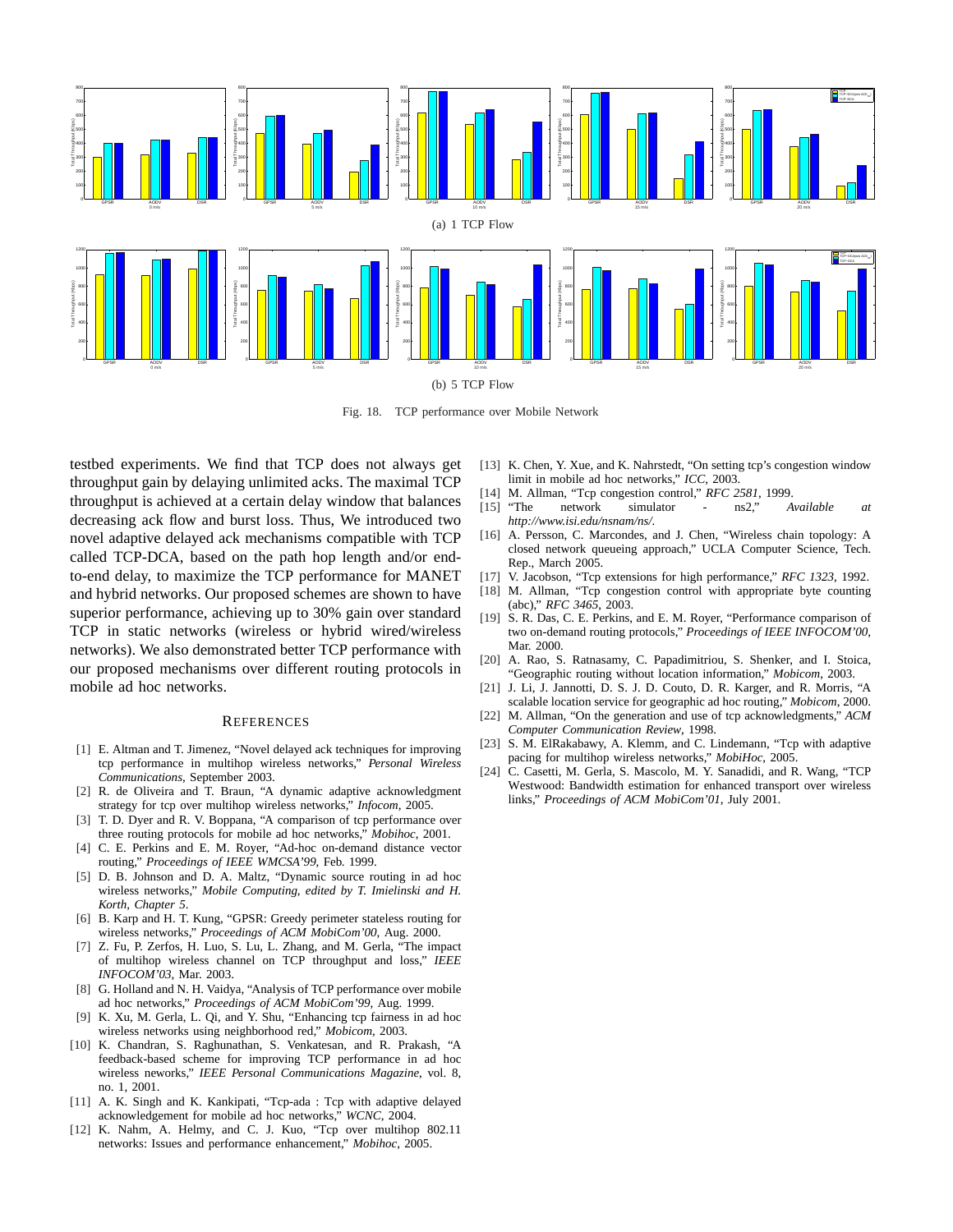800
700
600
500
400
300
200
100
0
Total Throughput (Kbps)
GPSR AODV 0 m/s DSR

GPSR AODV 5 m/s DSR

GPSR AODV 10 m/s DSR

GPSR AODV 15 m/s DSR

GPSR AODV 20 m/s DSR

TCP
TCP-DCA(w/o ACK$_{th}$)
TCP-DCA

(a) 1 TCP Flow

1200
1000
800
600
400
200
0
Total Throughput (Kbps)
GPSR AODV 0 m/s DSR

GPSR AODV 5 m/s DSR

GPSR AODV 10 m/s DSR

GPSR AODV 15 m/s DSR

GPSR AODV 20 m/s DSR

TCP
TCP-DCA(w/o ACK$_{th}$)
TCP-DCA

(b) 5 TCP Flow

Fig. 18. TCP performance over Mobile Network

testbed experiments. We find that TCP does not always get throughput gain by delaying unlimited acks. The maximal TCP throughput is achieved at a certain delay window that balances decreasing ack flow and burst loss. Thus, We introduced two novel adaptive delayed ack mechanisms compatible with TCP called TCP-DCA, based on the path hop length and/or end-to-end delay, to maximize the TCP performance for MANET and hybrid networks. Our proposed schemes are shown to have superior performance, achieving up to 30% gain over standard TCP in static networks (wireless or hybrid wired/wireless networks). We also demonstrated better TCP performance with our proposed mechanisms over different routing protocols in mobile ad hoc networks.

## References

[1] E. Altman and T. Jimenez, "Novel delayed ack techniques for improving tcp performance in multihop wireless networks," *Personal Wireless Communications*, September 2003.

[2] R. de Oliveira and T. Braun, "A dynamic adaptive acknowledgment strategy for tcp over multihop wireless networks," *Infocom*, 2005.

[3] T. D. Dyer and R. V. Boppana, "A comparison of tcp performance over three routing protocols for mobile ad hoc networks," *Mobihoc*, 2001.

[4] C. E. Perkins and E. M. Royer, "Ad-hoc on-demand distance vector routing," *Proceedings of IEEE WMCSA'99*, Feb. 1999.

[5] D. B. Johnson and D. A. Maltz, "Dynamic source routing in ad hoc wireless networks," *Mobile Computing, edited by T. Imielinski and H. Korth, Chapter 5*.

[6] B. Karp and H. T. Kung, "GPSR: Greedy perimeter stateless routing for wireless networks," *Proceedings of ACM MobiCom'00*, Aug. 2000.

[7] Z. Fu, P. Zerfos, H. Luo, S. Lu, L. Zhang, and M. Gerla, "The impact of multihop wireless channel on TCP throughput and loss," *IEEE INFOCOM'03*, Mar. 2003.

[8] G. Holland and N. H. Vaidya, "Analysis of TCP performance over mobile ad hoc networks," *Proceedings of ACM MobiCom'99*, Aug. 1999.

[9] K. Xu, M. Gerla, L. Qi, and Y. Shu, "Enhancing tcp fairness in ad hoc wireless networks using neighborhood red," *Mobicom*, 2003.

[10] K. Chandran, S. Raghunathan, S. Venkatesan, and R. Prakash, "A feedback-based scheme for improving TCP performance in ad hoc wireless neworks," *IEEE Personal Communications Magazine*, vol. 8, no. 1, 2001.

[11] A. K. Singh and K. Kankipati, "Tcp-ada : Tcp with adaptive delayed acknowledgement for mobile ad hoc networks," *WCNC*, 2004.

[12] K. Nahm, A. Helmy, and C. J. Kuo, "Tcp over multihop 802.11 networks: Issues and performance enhancement," *Mobihoc*, 2005.

[13] K. Chen, Y. Xue, and K. Nahrstedt, "On setting tcp's congestion window limit in mobile ad hoc networks," *ICC*, 2003.

[14] M. Allman, "Tcp congestion control," *RFC 2581*, 1999.

[15] "The network simulator - ns2," *Available at http://www.isi.edu/nsnam/ns/*.

[16] A. Persson, C. Marcondes, and J. Chen, "Wireless chain topology: A closed network queueing approach," UCLA Computer Science, Tech. Rep., March 2005.

[17] V. Jacobson, "Tcp extensions for high performance," *RFC 1323*, 1992.

[18] M. Allman, "Tcp congestion control with appropriate byte counting (abc)," *RFC 3465*, 2003.

[19] S. R. Das, C. E. Perkins, and E. M. Royer, "Performance comparison of two on-demand routing protocols," *Proceedings of IEEE INFOCOM'00*, Mar. 2000.

[20] A. Rao, S. Ratnasamy, C. Papadimitriou, S. Shenker, and I. Stoica, "Geographic routing without location information," *Mobicom*, 2003.

[21] J. Li, J. Jannotti, D. S. J. D. Couto, D. R. Karger, and R. Morris, "A scalable location service for geographic ad hoc routing," *Mobicom*, 2000.

[22] M. Allman, "On the generation and use of tcp acknowledgments," *ACM Computer Communication Review*, 1998.

[23] S. M. ElRakabawy, A. Klemm, and C. Lindemann, "Tcp with adaptive pacing for multihop wireless networks," *MobiHoc*, 2005.

[24] C. Casetti, M. Gerla, S. Mascolo, M. Y. Sanadidi, and R. Wang, "TCP Westwood: Bandwidth estimation for enhanced transport over wireless links," *Proceedings of ACM MobiCom'01*, July 2001.